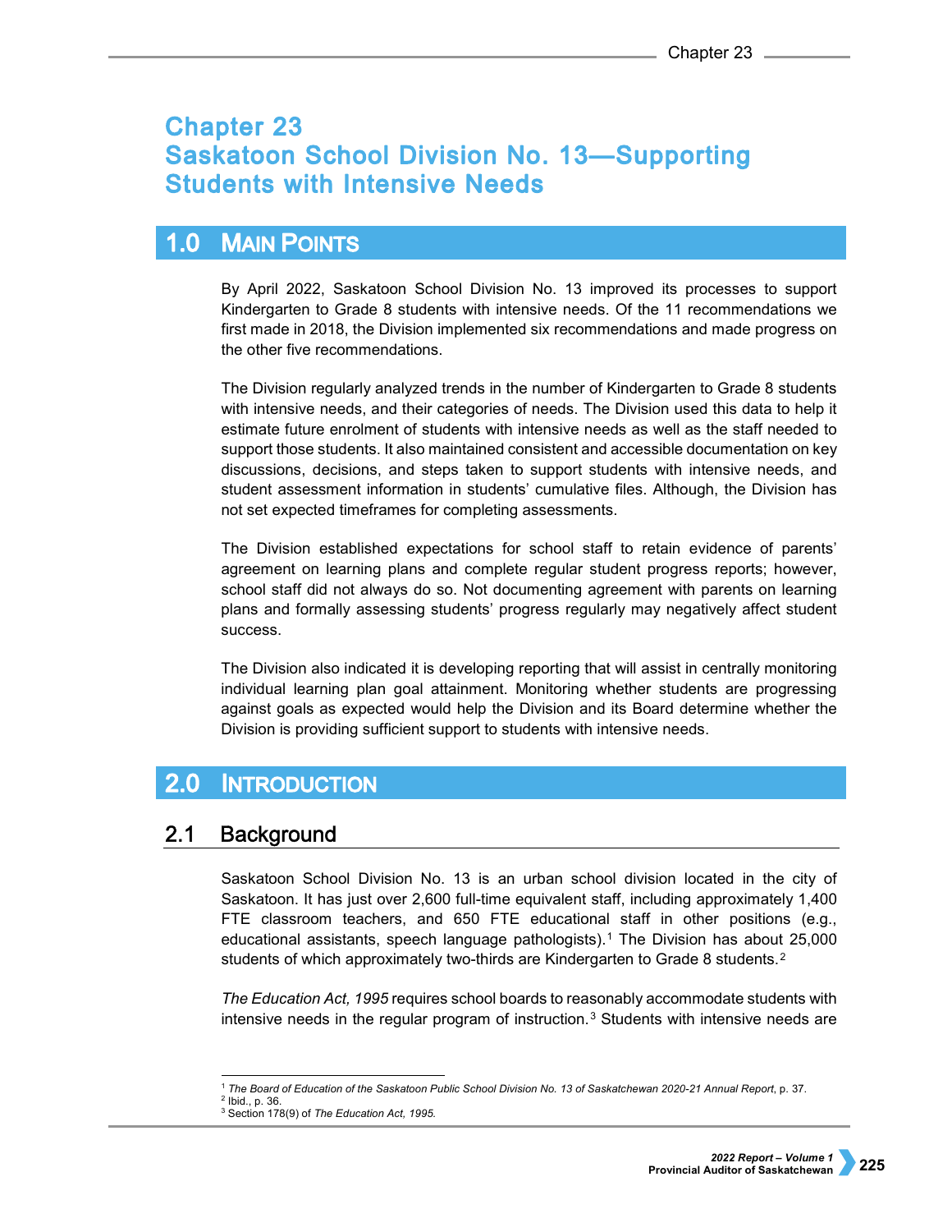# Chapter 23
# Saskatoon School Division No. 13—Supporting Students with Intensive Needs

## 1.0 Main Points

By April 2022, Saskatoon School Division No. 13 improved its processes to support Kindergarten to Grade 8 students with intensive needs. Of the 11 recommendations we first made in 2018, the Division implemented six recommendations and made progress on the other five recommendations.

The Division regularly analyzed trends in the number of Kindergarten to Grade 8 students with intensive needs, and their categories of needs. The Division used this data to help it estimate future enrolment of students with intensive needs as well as the staff needed to support those students. It also maintained consistent and accessible documentation on key discussions, decisions, and steps taken to support students with intensive needs, and student assessment information in students' cumulative files. Although, the Division has not set expected timeframes for completing assessments.

The Division established expectations for school staff to retain evidence of parents' agreement on learning plans and complete regular student progress reports; however, school staff did not always do so. Not documenting agreement with parents on learning plans and formally assessing students' progress regularly may negatively affect student success.

The Division also indicated it is developing reporting that will assist in centrally monitoring individual learning plan goal attainment. Monitoring whether students are progressing against goals as expected would help the Division and its Board determine whether the Division is providing sufficient support to students with intensive needs.

## 2.0 Introduction

### 2.1 Background

Saskatoon School Division No. 13 is an urban school division located in the city of Saskatoon. It has just over 2,600 full-time equivalent staff, including approximately 1,400 FTE classroom teachers, and 650 FTE educational staff in other positions (e.g., educational assistants, speech language pathologists).[1] The Division has about 25,000 students of which approximately two-thirds are Kindergarten to Grade 8 students.[2]

*The Education Act, 1995* requires school boards to reasonably accommodate students with intensive needs in the regular program of instruction.[3] Students with intensive needs are

---

[1] *The Board of Education of the Saskatoon Public School Division No. 13 of Saskatchewan 2020-21 Annual Report*, p. 37.
[2] Ibid., p. 36.
[3] Section 178(9) of *The Education Act, 1995.*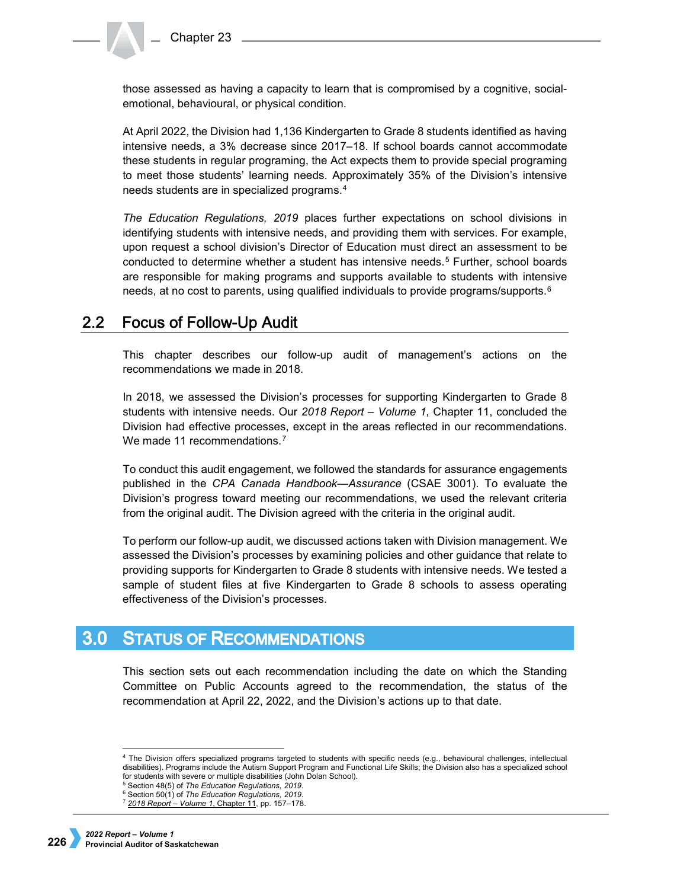those assessed as having a capacity to learn that is compromised by a cognitive, social-emotional, behavioural, or physical condition.

At April 2022, the Division had 1,136 Kindergarten to Grade 8 students identified as having intensive needs, a 3% decrease since 2017–18. If school boards cannot accommodate these students in regular programing, the Act expects them to provide special programing to meet those students' learning needs. Approximately 35% of the Division's intensive needs students are in specialized programs.[4]

*The Education Regulations, 2019* places further expectations on school divisions in identifying students with intensive needs, and providing them with services. For example, upon request a school division's Director of Education must direct an assessment to be conducted to determine whether a student has intensive needs.[5] Further, school boards are responsible for making programs and supports available to students with intensive needs, at no cost to parents, using qualified individuals to provide programs/supports.[6]

## 2.2 Focus of Follow-Up Audit

This chapter describes our follow-up audit of management's actions on the recommendations we made in 2018.

In 2018, we assessed the Division's processes for supporting Kindergarten to Grade 8 students with intensive needs. Our *2018 Report – Volume 1*, Chapter 11, concluded the Division had effective processes, except in the areas reflected in our recommendations. We made 11 recommendations.[7]

To conduct this audit engagement, we followed the standards for assurance engagements published in the *CPA Canada Handbook—Assurance* (CSAE 3001). To evaluate the Division's progress toward meeting our recommendations, we used the relevant criteria from the original audit. The Division agreed with the criteria in the original audit.

To perform our follow-up audit, we discussed actions taken with Division management. We assessed the Division's processes by examining policies and other guidance that relate to providing supports for Kindergarten to Grade 8 students with intensive needs. We tested a sample of student files at five Kindergarten to Grade 8 schools to assess operating effectiveness of the Division's processes.

# 3.0 Status of Recommendations

This section sets out each recommendation including the date on which the Standing Committee on Public Accounts agreed to the recommendation, the status of the recommendation at April 22, 2022, and the Division's actions up to that date.

---

[4] The Division offers specialized programs targeted to students with specific needs (e.g., behavioural challenges, intellectual disabilities). Programs include the Autism Support Program and Functional Life Skills; the Division also has a specialized school for students with severe or multiple disabilities (John Dolan School).

[5] Section 48(5) of *The Education Regulations, 2019*.

[6] Section 50(1) of *The Education Regulations, 2019*.

[7] *2018 Report – Volume 1*, Chapter 11, pp. 157–178.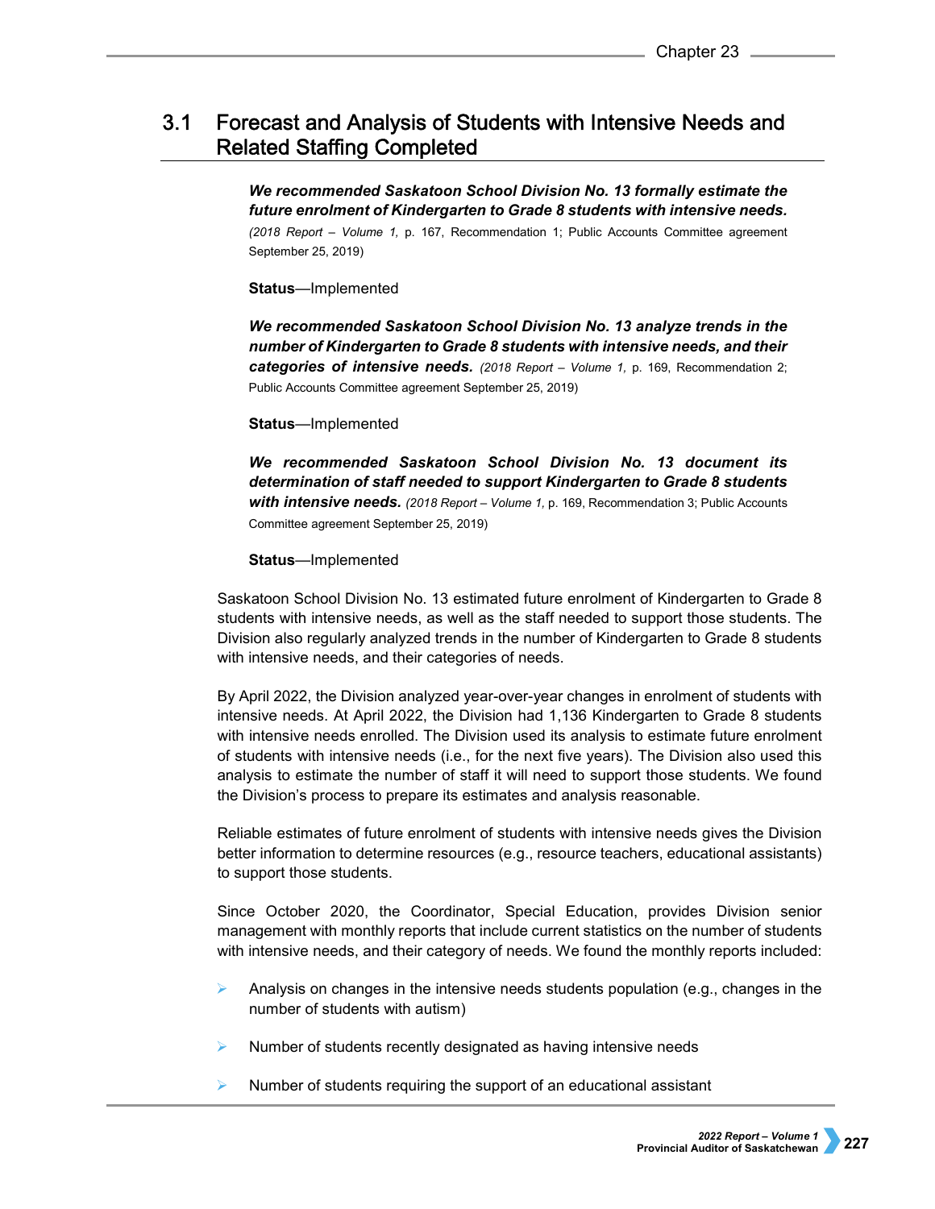## 3.1 Forecast and Analysis of Students with Intensive Needs and Related Staffing Completed

***We recommended Saskatoon School Division No. 13 formally estimate the future enrolment of Kindergarten to Grade 8 students with intensive needs.*** *(2018 Report – Volume 1,* p. 167, Recommendation 1; Public Accounts Committee agreement September 25, 2019)

**Status**—Implemented

***We recommended Saskatoon School Division No. 13 analyze trends in the number of Kindergarten to Grade 8 students with intensive needs, and their categories of intensive needs.*** *(2018 Report – Volume 1,* p. 169, Recommendation 2; Public Accounts Committee agreement September 25, 2019)

**Status**—Implemented

***We recommended Saskatoon School Division No. 13 document its determination of staff needed to support Kindergarten to Grade 8 students with intensive needs.*** *(2018 Report – Volume 1,* p. 169, Recommendation 3; Public Accounts Committee agreement September 25, 2019)

**Status**—Implemented

Saskatoon School Division No. 13 estimated future enrolment of Kindergarten to Grade 8 students with intensive needs, as well as the staff needed to support those students. The Division also regularly analyzed trends in the number of Kindergarten to Grade 8 students with intensive needs, and their categories of needs.

By April 2022, the Division analyzed year-over-year changes in enrolment of students with intensive needs. At April 2022, the Division had 1,136 Kindergarten to Grade 8 students with intensive needs enrolled. The Division used its analysis to estimate future enrolment of students with intensive needs (i.e., for the next five years). The Division also used this analysis to estimate the number of staff it will need to support those students. We found the Division's process to prepare its estimates and analysis reasonable.

Reliable estimates of future enrolment of students with intensive needs gives the Division better information to determine resources (e.g., resource teachers, educational assistants) to support those students.

Since October 2020, the Coordinator, Special Education, provides Division senior management with monthly reports that include current statistics on the number of students with intensive needs, and their category of needs. We found the monthly reports included:

- Analysis on changes in the intensive needs students population (e.g., changes in the number of students with autism)
- Number of students recently designated as having intensive needs
- Number of students requiring the support of an educational assistant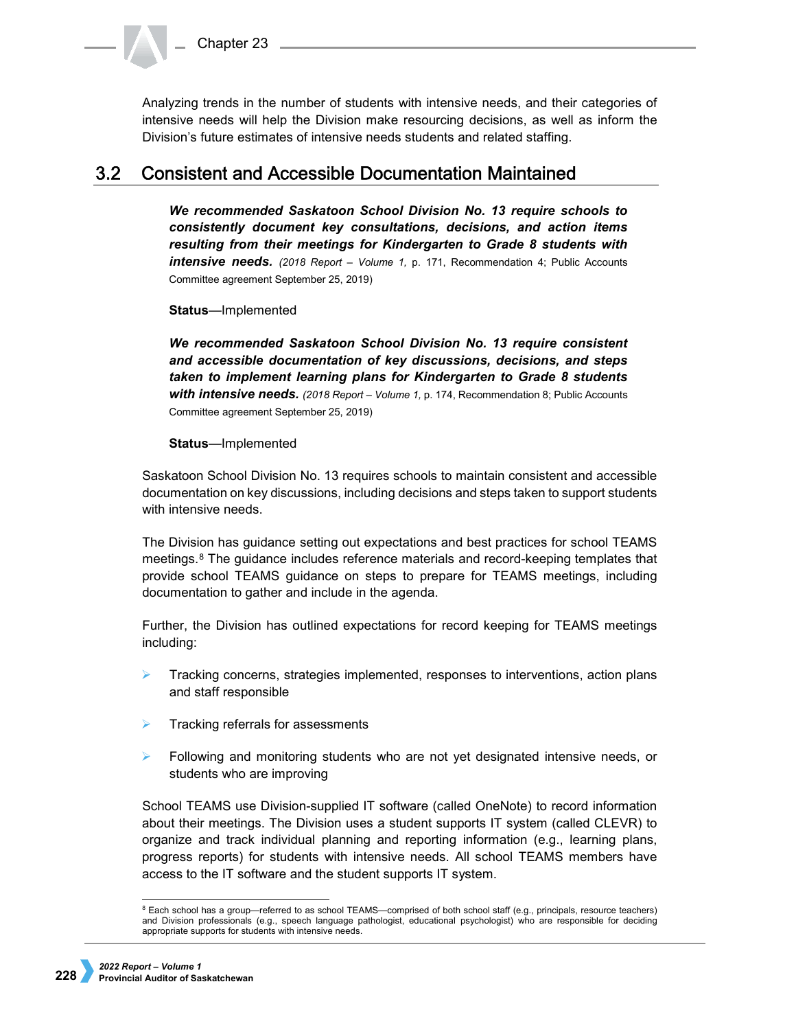Analyzing trends in the number of students with intensive needs, and their categories of intensive needs will help the Division make resourcing decisions, as well as inform the Division's future estimates of intensive needs students and related staffing.

## 3.2 Consistent and Accessible Documentation Maintained

***We recommended Saskatoon School Division No. 13 require schools to consistently document key consultations, decisions, and action items resulting from their meetings for Kindergarten to Grade 8 students with intensive needs.*** *(2018 Report – Volume 1,* p. 171, Recommendation 4; Public Accounts Committee agreement September 25, 2019)

**Status**—Implemented

***We recommended Saskatoon School Division No. 13 require consistent and accessible documentation of key discussions, decisions, and steps taken to implement learning plans for Kindergarten to Grade 8 students with intensive needs.*** *(2018 Report – Volume 1,* p. 174, Recommendation 8; Public Accounts Committee agreement September 25, 2019)

**Status**—Implemented

Saskatoon School Division No. 13 requires schools to maintain consistent and accessible documentation on key discussions, including decisions and steps taken to support students with intensive needs.

The Division has guidance setting out expectations and best practices for school TEAMS meetings.[8] The guidance includes reference materials and record-keeping templates that provide school TEAMS guidance on steps to prepare for TEAMS meetings, including documentation to gather and include in the agenda.

Further, the Division has outlined expectations for record keeping for TEAMS meetings including:

- Tracking concerns, strategies implemented, responses to interventions, action plans and staff responsible
- Tracking referrals for assessments
- Following and monitoring students who are not yet designated intensive needs, or students who are improving

School TEAMS use Division-supplied IT software (called OneNote) to record information about their meetings. The Division uses a student supports IT system (called CLEVR) to organize and track individual planning and reporting information (e.g., learning plans, progress reports) for students with intensive needs. All school TEAMS members have access to the IT software and the student supports IT system.

[8] Each school has a group—referred to as school TEAMS—comprised of both school staff (e.g., principals, resource teachers) and Division professionals (e.g., speech language pathologist, educational psychologist) who are responsible for deciding appropriate supports for students with intensive needs.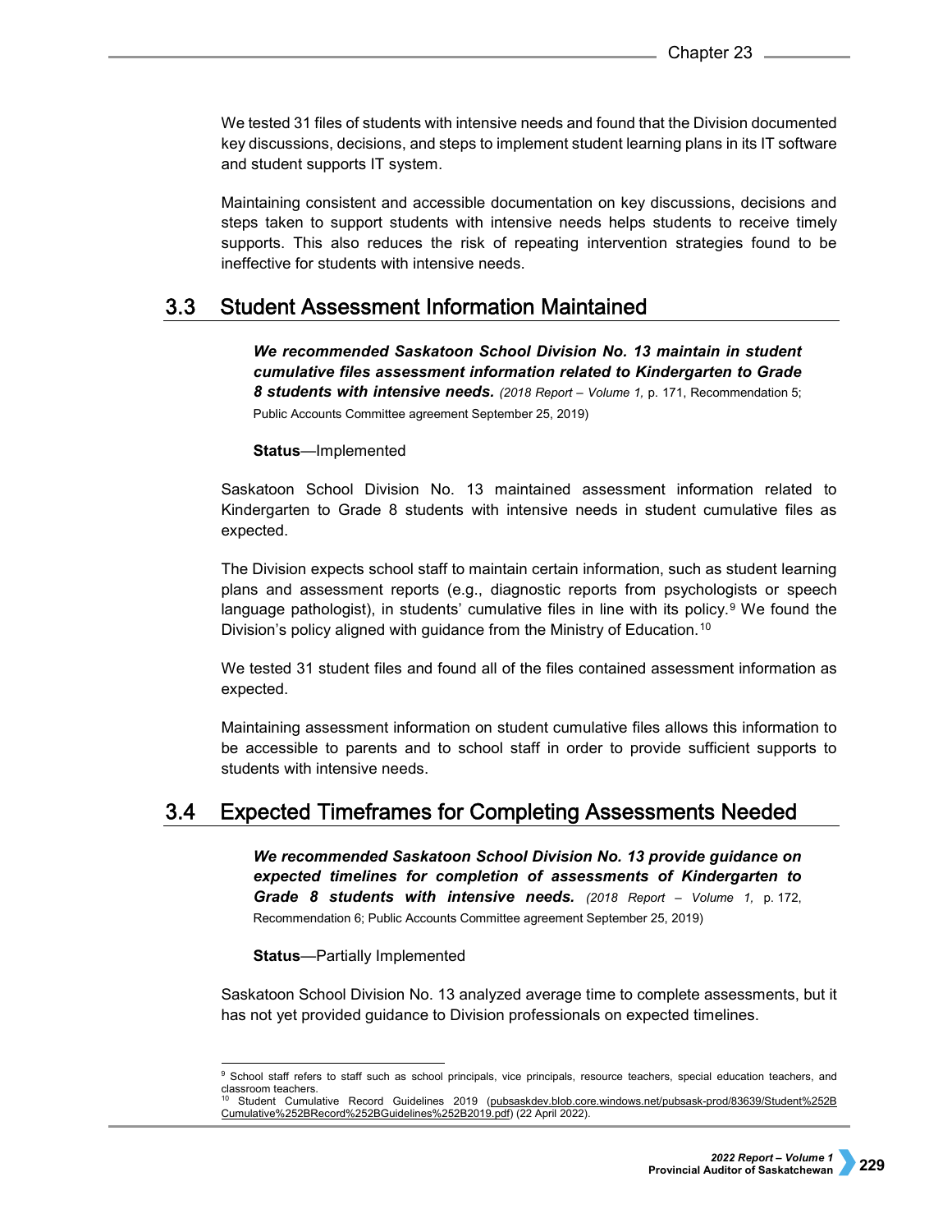We tested 31 files of students with intensive needs and found that the Division documented key discussions, decisions, and steps to implement student learning plans in its IT software and student supports IT system.

Maintaining consistent and accessible documentation on key discussions, decisions and steps taken to support students with intensive needs helps students to receive timely supports. This also reduces the risk of repeating intervention strategies found to be ineffective for students with intensive needs.

## 3.3 Student Assessment Information Maintained

***We recommended Saskatoon School Division No. 13 maintain in student cumulative files assessment information related to Kindergarten to Grade 8 students with intensive needs.*** *(2018 Report – Volume 1,* p. 171, Recommendation 5; Public Accounts Committee agreement September 25, 2019)

**Status**—Implemented

Saskatoon School Division No. 13 maintained assessment information related to Kindergarten to Grade 8 students with intensive needs in student cumulative files as expected.

The Division expects school staff to maintain certain information, such as student learning plans and assessment reports (e.g., diagnostic reports from psychologists or speech language pathologist), in students' cumulative files in line with its policy.[9] We found the Division's policy aligned with guidance from the Ministry of Education.[10]

We tested 31 student files and found all of the files contained assessment information as expected.

Maintaining assessment information on student cumulative files allows this information to be accessible to parents and to school staff in order to provide sufficient supports to students with intensive needs.

## 3.4 Expected Timeframes for Completing Assessments Needed

***We recommended Saskatoon School Division No. 13 provide guidance on expected timelines for completion of assessments of Kindergarten to Grade 8 students with intensive needs.*** *(2018 Report – Volume 1,* p. 172, Recommendation 6; Public Accounts Committee agreement September 25, 2019)

**Status**—Partially Implemented

Saskatoon School Division No. 13 analyzed average time to complete assessments, but it has not yet provided guidance to Division professionals on expected timelines.

---

[9] School staff refers to staff such as school principals, vice principals, resource teachers, special education teachers, and classroom teachers.

[10] Student Cumulative Record Guidelines 2019 (pubsaskdev.blob.core.windows.net/pubsask-prod/83639/Student%252BCumulative%252BRecord%252BGuidelines%252B2019.pdf) (22 April 2022).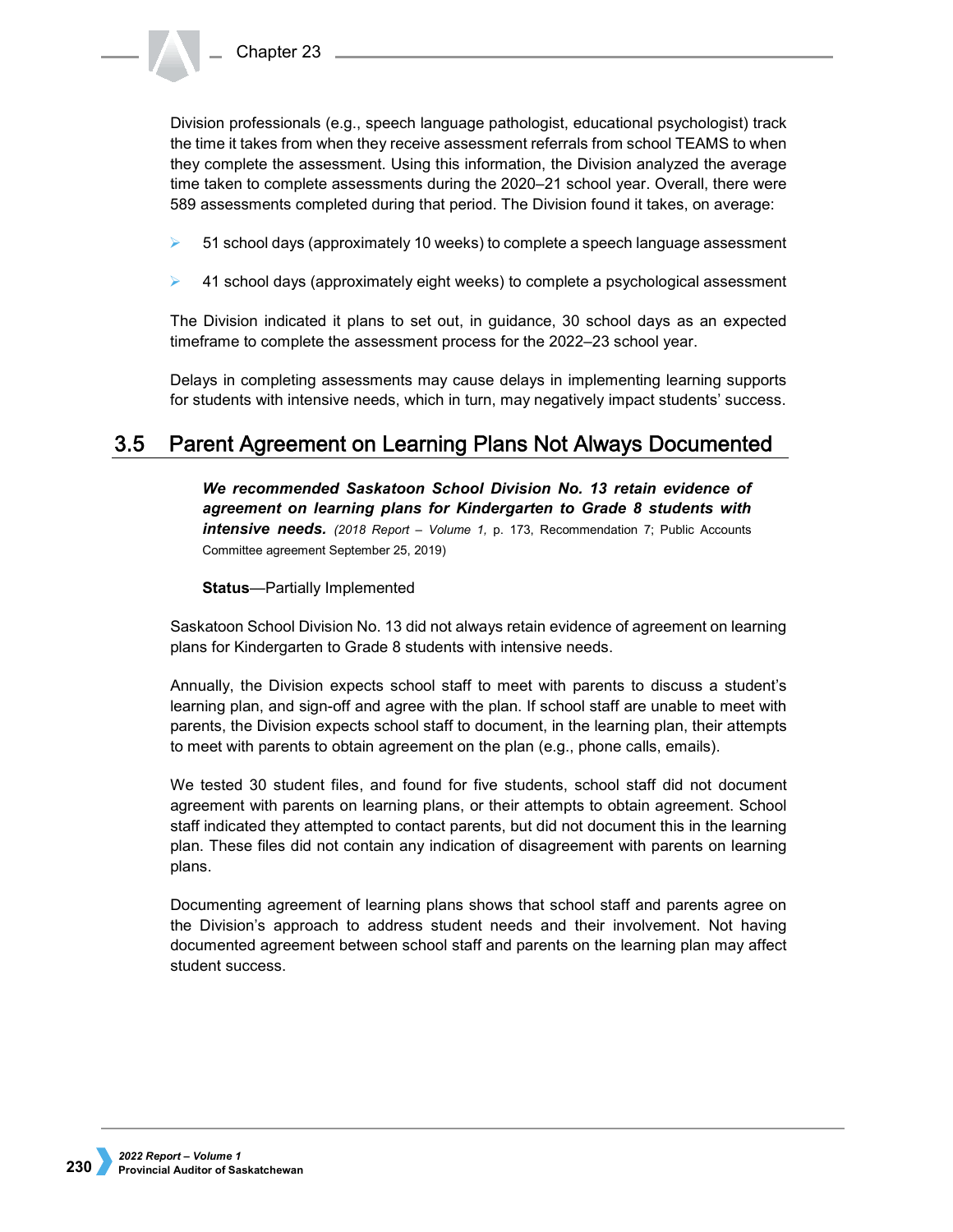Division professionals (e.g., speech language pathologist, educational psychologist) track the time it takes from when they receive assessment referrals from school TEAMS to when they complete the assessment. Using this information, the Division analyzed the average time taken to complete assessments during the 2020–21 school year. Overall, there were 589 assessments completed during that period. The Division found it takes, on average:

- 51 school days (approximately 10 weeks) to complete a speech language assessment
- 41 school days (approximately eight weeks) to complete a psychological assessment

The Division indicated it plans to set out, in guidance, 30 school days as an expected timeframe to complete the assessment process for the 2022–23 school year.

Delays in completing assessments may cause delays in implementing learning supports for students with intensive needs, which in turn, may negatively impact students' success.

## 3.5 Parent Agreement on Learning Plans Not Always Documented

> ***We recommended Saskatoon School Division No. 13 retain evidence of agreement on learning plans for Kindergarten to Grade 8 students with intensive needs.*** *(2018 Report – Volume 1,* p. 173, Recommendation 7; Public Accounts Committee agreement September 25, 2019)
>
> **Status**—Partially Implemented

Saskatoon School Division No. 13 did not always retain evidence of agreement on learning plans for Kindergarten to Grade 8 students with intensive needs.

Annually, the Division expects school staff to meet with parents to discuss a student's learning plan, and sign-off and agree with the plan. If school staff are unable to meet with parents, the Division expects school staff to document, in the learning plan, their attempts to meet with parents to obtain agreement on the plan (e.g., phone calls, emails).

We tested 30 student files, and found for five students, school staff did not document agreement with parents on learning plans, or their attempts to obtain agreement. School staff indicated they attempted to contact parents, but did not document this in the learning plan. These files did not contain any indication of disagreement with parents on learning plans.

Documenting agreement of learning plans shows that school staff and parents agree on the Division's approach to address student needs and their involvement. Not having documented agreement between school staff and parents on the learning plan may affect student success.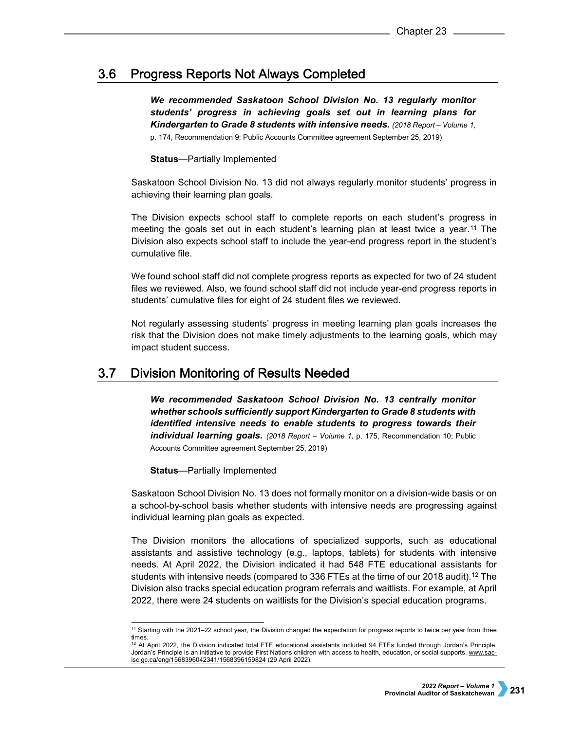## 3.6 Progress Reports Not Always Completed

***We recommended Saskatoon School Division No. 13 regularly monitor students' progress in achieving goals set out in learning plans for Kindergarten to Grade 8 students with intensive needs.*** *(2018 Report – Volume 1,* p. 174, Recommendation 9; Public Accounts Committee agreement September 25, 2019)

**Status**—Partially Implemented

Saskatoon School Division No. 13 did not always regularly monitor students' progress in achieving their learning plan goals.

The Division expects school staff to complete reports on each student's progress in meeting the goals set out in each student's learning plan at least twice a year.[11] The Division also expects school staff to include the year-end progress report in the student's cumulative file.

We found school staff did not complete progress reports as expected for two of 24 student files we reviewed. Also, we found school staff did not include year-end progress reports in students' cumulative files for eight of 24 student files we reviewed.

Not regularly assessing students' progress in meeting learning plan goals increases the risk that the Division does not make timely adjustments to the learning goals, which may impact student success.

## 3.7 Division Monitoring of Results Needed

***We recommended Saskatoon School Division No. 13 centrally monitor whether schools sufficiently support Kindergarten to Grade 8 students with identified intensive needs to enable students to progress towards their individual learning goals.*** *(2018 Report – Volume 1,* p. 175, Recommendation 10; Public Accounts Committee agreement September 25, 2019)

**Status**—Partially Implemented

Saskatoon School Division No. 13 does not formally monitor on a division-wide basis or on a school-by-school basis whether students with intensive needs are progressing against individual learning plan goals as expected.

The Division monitors the allocations of specialized supports, such as educational assistants and assistive technology (e.g., laptops, tablets) for students with intensive needs. At April 2022, the Division indicated it had 548 FTE educational assistants for students with intensive needs (compared to 336 FTEs at the time of our 2018 audit).[12] The Division also tracks special education program referrals and waitlists. For example, at April 2022, there were 24 students on waitlists for the Division's special education programs.

---

[11] Starting with the 2021–22 school year, the Division changed the expectation for progress reports to twice per year from three times.

[12] At April 2022, the Division indicated total FTE educational assistants included 94 FTEs funded through Jordan's Principle. Jordan's Principle is an initiative to provide First Nations children with access to health, education, or social supports. www.sac-isc.gc.ca/eng/1568396042341/1568396159824 (29 April 2022).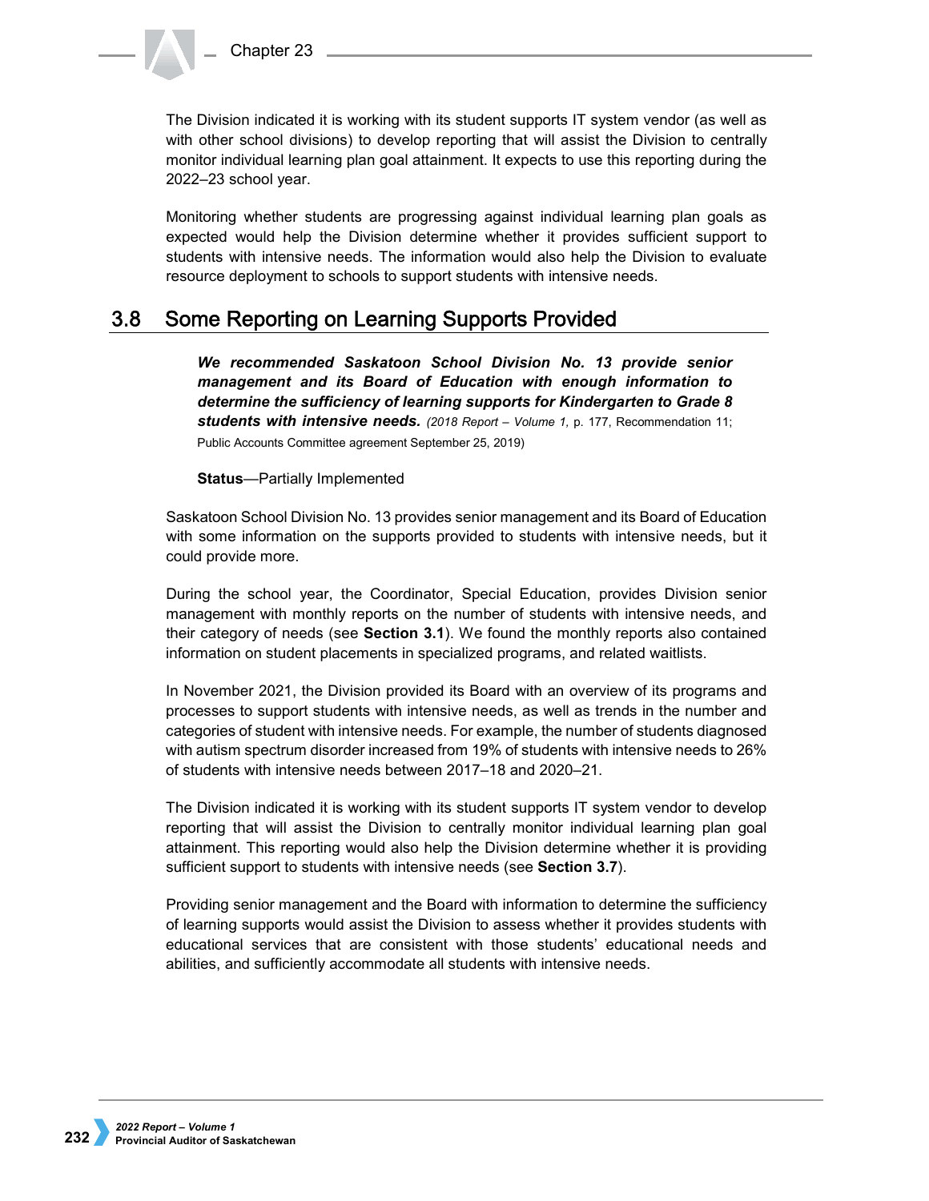The Division indicated it is working with its student supports IT system vendor (as well as with other school divisions) to develop reporting that will assist the Division to centrally monitor individual learning plan goal attainment. It expects to use this reporting during the 2022–23 school year.

Monitoring whether students are progressing against individual learning plan goals as expected would help the Division determine whether it provides sufficient support to students with intensive needs. The information would also help the Division to evaluate resource deployment to schools to support students with intensive needs.

## 3.8 Some Reporting on Learning Supports Provided

> ***We recommended Saskatoon School Division No. 13 provide senior management and its Board of Education with enough information to determine the sufficiency of learning supports for Kindergarten to Grade 8 students with intensive needs.*** *(2018 Report – Volume 1,* p. 177, Recommendation 11; Public Accounts Committee agreement September 25, 2019)
>
> **Status**—Partially Implemented

Saskatoon School Division No. 13 provides senior management and its Board of Education with some information on the supports provided to students with intensive needs, but it could provide more.

During the school year, the Coordinator, Special Education, provides Division senior management with monthly reports on the number of students with intensive needs, and their category of needs (see **Section 3.1**). We found the monthly reports also contained information on student placements in specialized programs, and related waitlists.

In November 2021, the Division provided its Board with an overview of its programs and processes to support students with intensive needs, as well as trends in the number and categories of student with intensive needs. For example, the number of students diagnosed with autism spectrum disorder increased from 19% of students with intensive needs to 26% of students with intensive needs between 2017–18 and 2020–21.

The Division indicated it is working with its student supports IT system vendor to develop reporting that will assist the Division to centrally monitor individual learning plan goal attainment. This reporting would also help the Division determine whether it is providing sufficient support to students with intensive needs (see **Section 3.7**).

Providing senior management and the Board with information to determine the sufficiency of learning supports would assist the Division to assess whether it provides students with educational services that are consistent with those students' educational needs and abilities, and sufficiently accommodate all students with intensive needs.